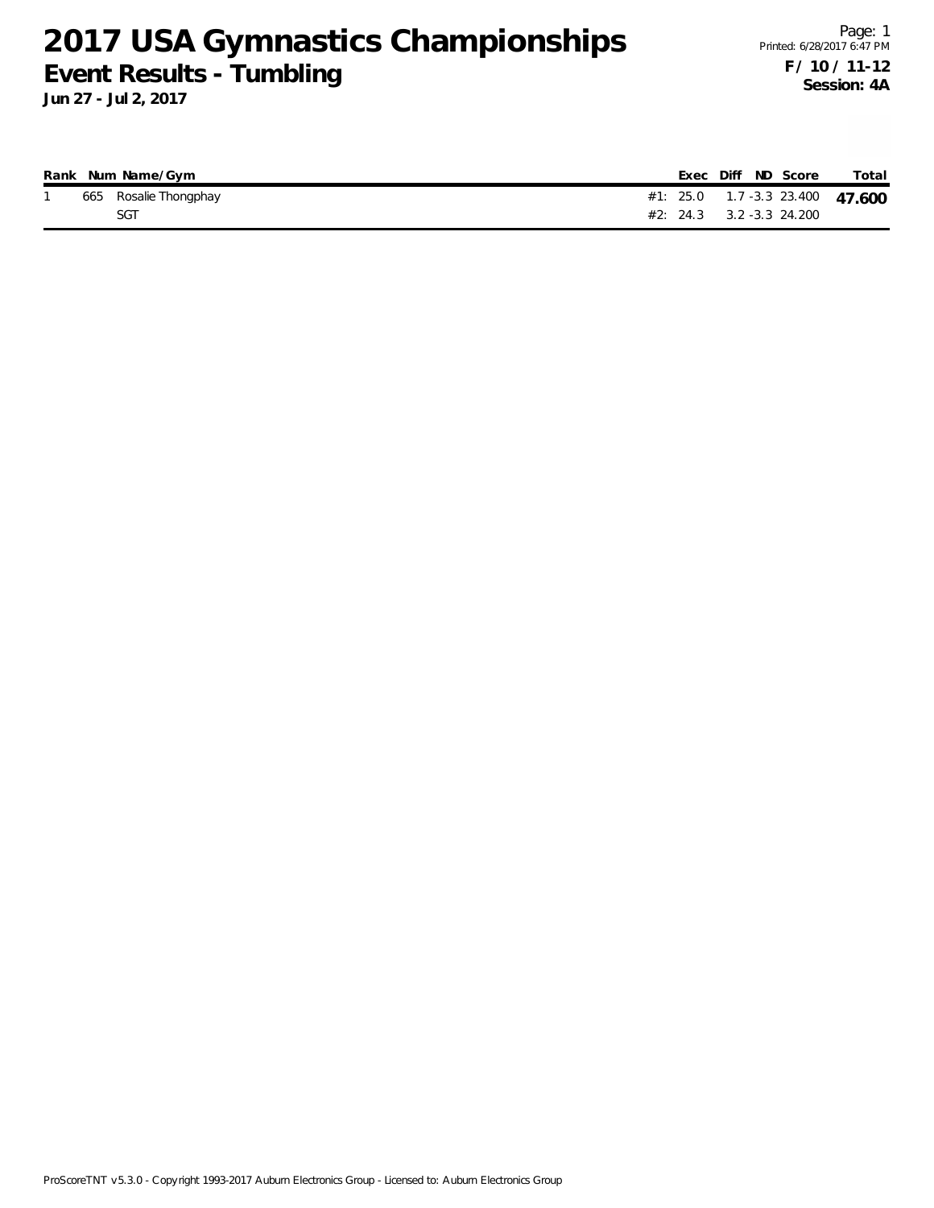# 2017 USA Gymnastics Championships

## Event Results - Tumbling

**Jun 27 - Jul 2, 2017**

Printed: 6/28/2017 6:47 PM

**F / 10 / 11-12**
**Session: 4A**

| Rank | Num | Name/Gym | | Exec | Diff | ND | Score | Total |
|---|---|---|---|---|---|---|---|---|
| 1 | 665 | Rosalie Thongphay | #1: | 25.0 | 1.7 | -3.3 | 23.400 | **47.600** |
| | | SGT | #2: | 24.3 | 3.2 | -3.3 | 24.200 | |

ProScoreTNT v5.3.0 - Copyright 1993-2017 Auburn Electronics Group - Licensed to: Auburn Electronics Group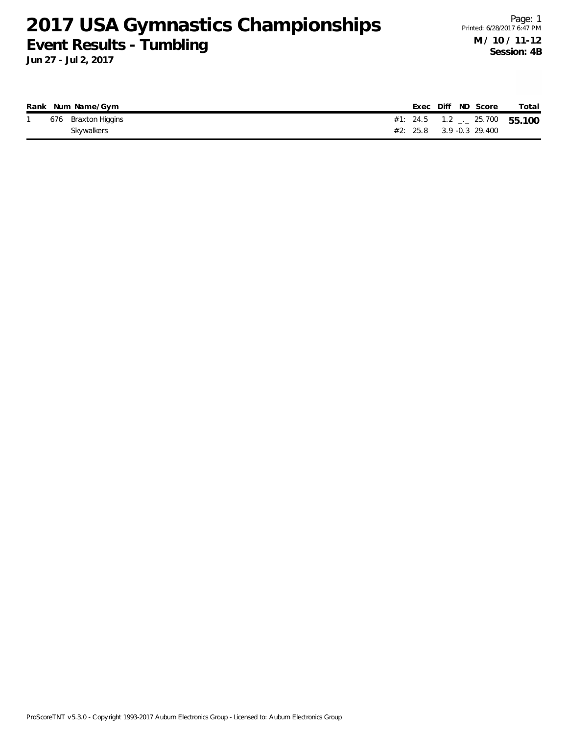# 2017 USA Gymnastics Championships

## Event Results - Tumbling

**Jun 27 - Jul 2, 2017**

Printed: 6/28/2017 6:47 PM

**M / 10 / 11-12**
**Session: 4B**

| Rank | Num | Name/Gym | | Exec | Diff | ND | Score | Total |
|---|---|---|---|---|---|---|---|---|
| 1 | 676 | Braxton Higgins | #1: | 24.5 | 1.2 | _._ | 25.700 | **55.100** |
| | | Skywalkers | #2: | 25.8 | 3.9 | -0.3 | 29.400 | |

ProScoreTNT v5.3.0 - Copyright 1993-2017 Auburn Electronics Group - Licensed to: Auburn Electronics Group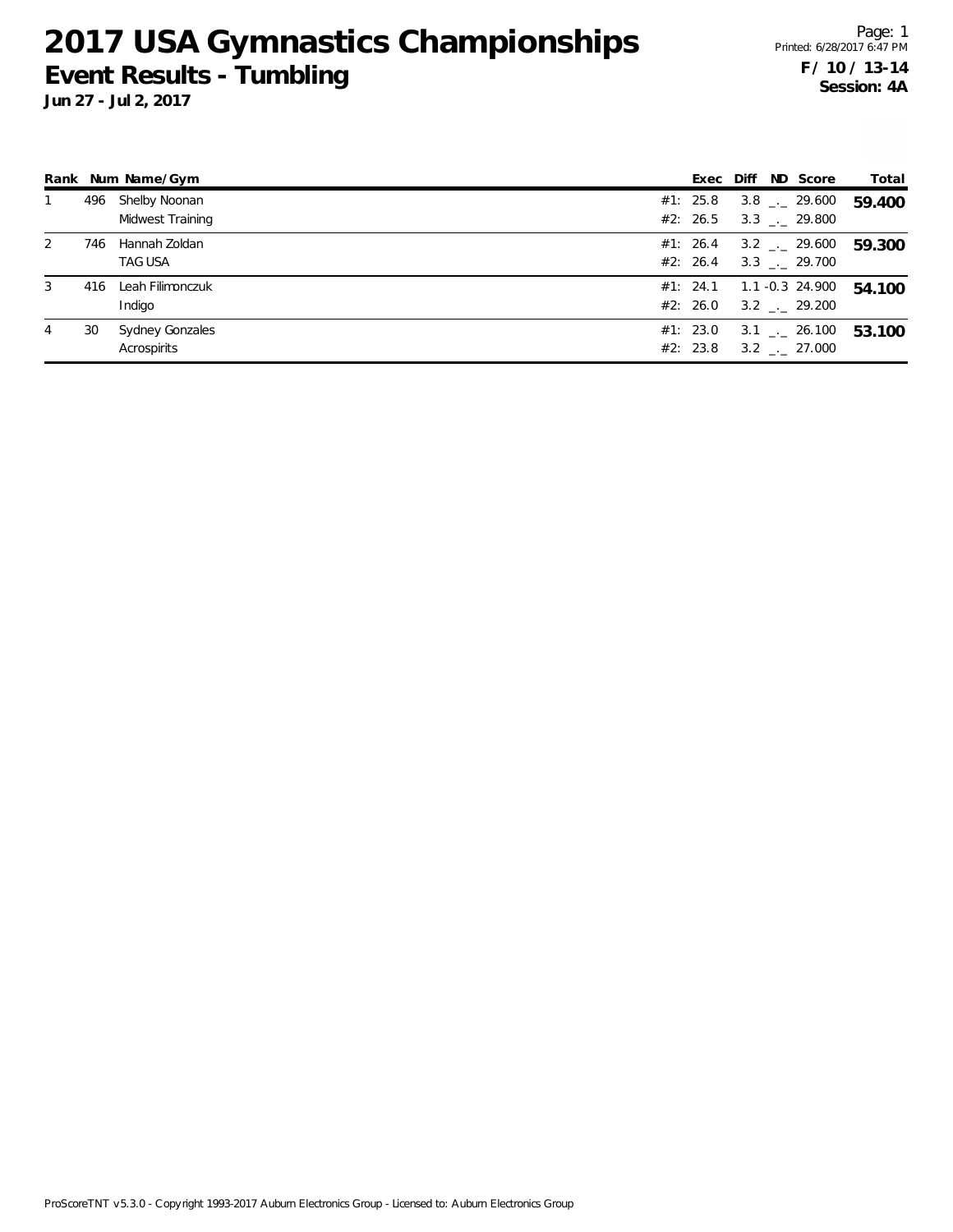# 2017 USA Gymnastics Championships

## Event Results - Tumbling

**Jun 27 - Jul 2, 2017**

Page: 1
Printed: 6/28/2017 6:47 PM

**F / 10 / 13-14**
**Session: 4A**

| Rank | Num | Name/Gym | | Exec | Diff | ND | Score | Total |
|---|---|---|---|---|---|---|---|---|
| 1 | 496 | Shelby Noonan | #1: | 25.8 | 3.8 | _._ | 29.600 | **59.400** |
| | | Midwest Training | #2: | 26.5 | 3.3 | _._ | 29.800 | |
| 2 | 746 | Hannah Zoldan | #1: | 26.4 | 3.2 | _._ | 29.600 | **59.300** |
| | | TAG USA | #2: | 26.4 | 3.3 | _._ | 29.700 | |
| 3 | 416 | Leah Filimonczuk | #1: | 24.1 | 1.1 | -0.3 | 24.900 | **54.100** |
| | | Indigo | #2: | 26.0 | 3.2 | _._ | 29.200 | |
| 4 | 30 | Sydney Gonzales | #1: | 23.0 | 3.1 | _._ | 26.100 | **53.100** |
| | | Acrospirits | #2: | 23.8 | 3.2 | _._ | 27.000 | |

ProScoreTNT v5.3.0 - Copyright 1993-2017 Auburn Electronics Group - Licensed to: Auburn Electronics Group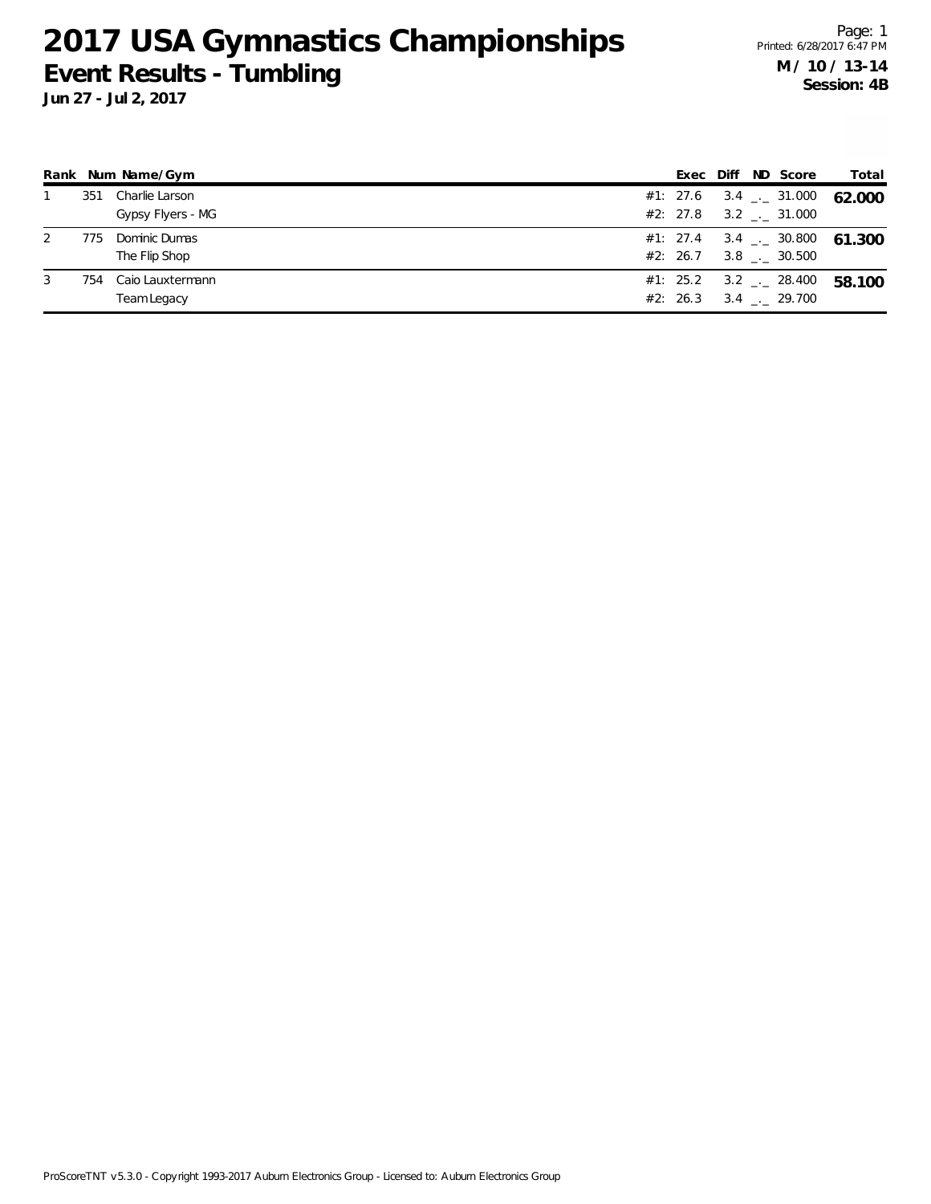# 2017 USA Gymnastics Championships

## Event Results - Tumbling

**Jun 27 - Jul 2, 2017**

**M / 10 / 13-14**
**Session: 4B**

| Rank | Num | Name/Gym | | Exec | Diff | ND | Score | Total |
|---|---|---|---|---|---|---|---|---|
| 1 | 351 | Charlie Larson | #1: | 27.6 | 3.4 | _._ | 31.000 | **62.000** |
| | | Gypsy Flyers - MG | #2: | 27.8 | 3.2 | _._ | 31.000 | |
| 2 | 775 | Dominic Dumas | #1: | 27.4 | 3.4 | _._ | 30.800 | **61.300** |
| | | The Flip Shop | #2: | 26.7 | 3.8 | _._ | 30.500 | |
| 3 | 754 | Caio Lauxtermann | #1: | 25.2 | 3.2 | _._ | 28.400 | **58.100** |
| | | Team Legacy | #2: | 26.3 | 3.4 | _._ | 29.700 | |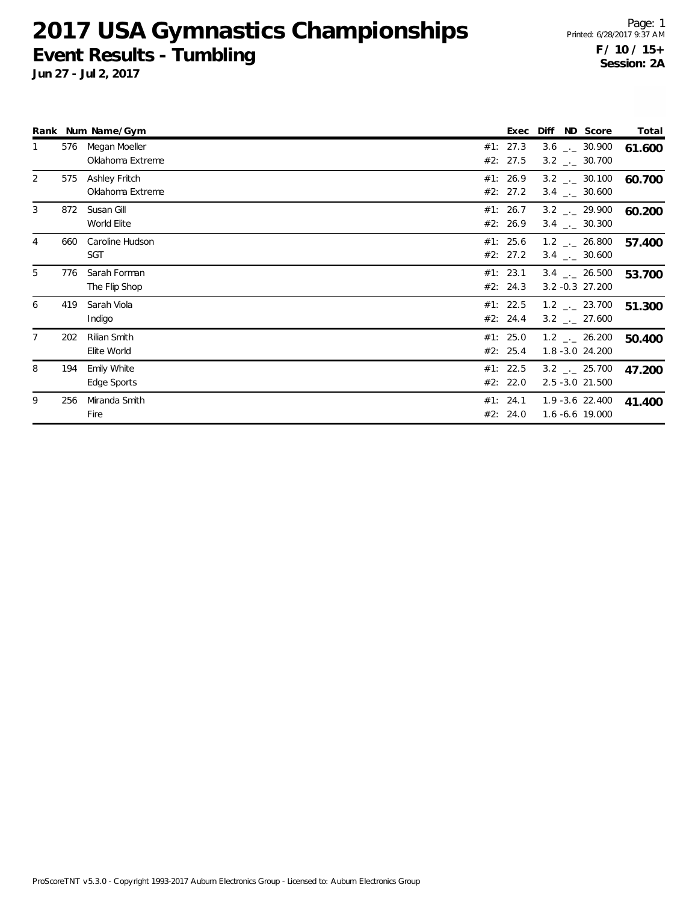# 2017 USA Gymnastics Championships

## Event Results - Tumbling

**Jun 27 - Jul 2, 2017**

Printed: 6/28/2017 9:37 AM

**F / 10 / 15+**
**Session: 2A**

| Rank | Num | Name/Gym | | Exec | Diff | ND | Score | Total |
|---|---|---|---|---|---|---|---|---|
| 1 | 576 | Megan Moeller | #1: | 27.3 | 3.6 | _._ | 30.900 | 61.600 |
| | | Oklahoma Extreme | #2: | 27.5 | 3.2 | _._ | 30.700 | |
| 2 | 575 | Ashley Fritch | #1: | 26.9 | 3.2 | _._ | 30.100 | 60.700 |
| | | Oklahoma Extreme | #2: | 27.2 | 3.4 | _._ | 30.600 | |
| 3 | 872 | Susan Gill | #1: | 26.7 | 3.2 | _._ | 29.900 | 60.200 |
| | | World Elite | #2: | 26.9 | 3.4 | _._ | 30.300 | |
| 4 | 660 | Caroline Hudson | #1: | 25.6 | 1.2 | _._ | 26.800 | 57.400 |
| | | SGT | #2: | 27.2 | 3.4 | _._ | 30.600 | |
| 5 | 776 | Sarah Forman | #1: | 23.1 | 3.4 | _._ | 26.500 | 53.700 |
| | | The Flip Shop | #2: | 24.3 | 3.2 | -0.3 | 27.200 | |
| 6 | 419 | Sarah Viola | #1: | 22.5 | 1.2 | _._ | 23.700 | 51.300 |
| | | Indigo | #2: | 24.4 | 3.2 | _._ | 27.600 | |
| 7 | 202 | Rilian Smith | #1: | 25.0 | 1.2 | _._ | 26.200 | 50.400 |
| | | Elite World | #2: | 25.4 | 1.8 | -3.0 | 24.200 | |
| 8 | 194 | Emily White | #1: | 22.5 | 3.2 | _._ | 25.700 | 47.200 |
| | | Edge Sports | #2: | 22.0 | 2.5 | -3.0 | 21.500 | |
| 9 | 256 | Miranda Smith | #1: | 24.1 | 1.9 | -3.6 | 22.400 | 41.400 |
| | | Fire | #2: | 24.0 | 1.6 | -6.6 | 19.000 | |

ProScoreTNT v5.3.0 - Copyright 1993-2017 Auburn Electronics Group - Licensed to: Auburn Electronics Group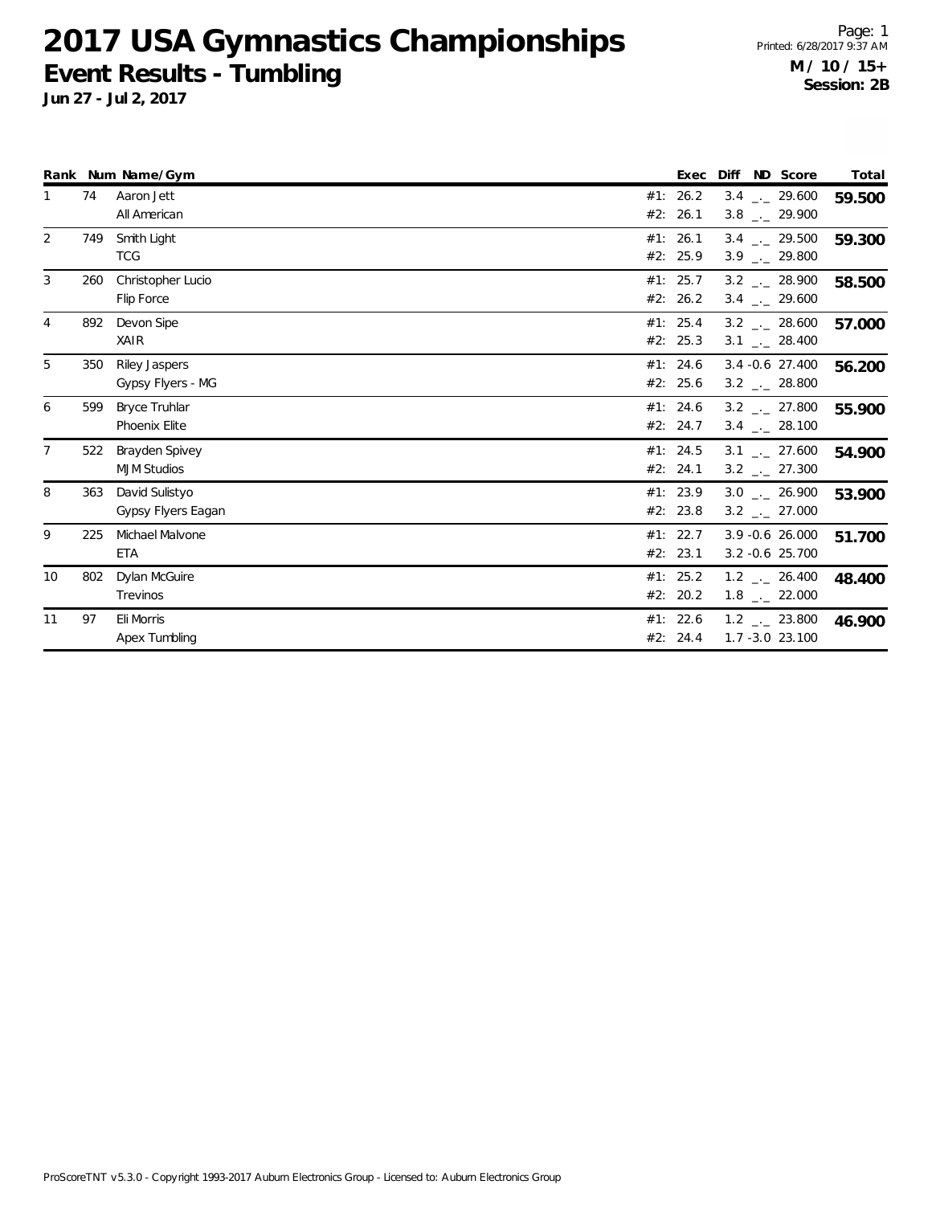# 2017 USA Gymnastics Championships

## Event Results - Tumbling

**Jun 27 - Jul 2, 2017**

Printed: 6/28/2017 9:37 AM

**M / 10 / 15+**
**Session: 2B**

| Rank | Num | Name/Gym | | Exec | Diff | ND | Score | Total |
|---|---|---|---|---|---|---|---|---|
| 1 | 74 | Aaron Jett | #1: | 26.2 | 3.4 | _._ | 29.600 | 59.500 |
| | | All American | #2: | 26.1 | 3.8 | _._ | 29.900 | |
| 2 | 749 | Smith Light | #1: | 26.1 | 3.4 | _._ | 29.500 | 59.300 |
| | | TCG | #2: | 25.9 | 3.9 | _._ | 29.800 | |
| 3 | 260 | Christopher Lucio | #1: | 25.7 | 3.2 | _._ | 28.900 | 58.500 |
| | | Flip Force | #2: | 26.2 | 3.4 | _._ | 29.600 | |
| 4 | 892 | Devon Sipe | #1: | 25.4 | 3.2 | _._ | 28.600 | 57.000 |
| | | XAIR | #2: | 25.3 | 3.1 | _._ | 28.400 | |
| 5 | 350 | Riley Jaspers | #1: | 24.6 | 3.4 | -0.6 | 27.400 | 56.200 |
| | | Gypsy Flyers - MG | #2: | 25.6 | 3.2 | _._ | 28.800 | |
| 6 | 599 | Bryce Truhlar | #1: | 24.6 | 3.2 | _._ | 27.800 | 55.900 |
| | | Phoenix Elite | #2: | 24.7 | 3.4 | _._ | 28.100 | |
| 7 | 522 | Brayden Spivey | #1: | 24.5 | 3.1 | _._ | 27.600 | 54.900 |
| | | MJM Studios | #2: | 24.1 | 3.2 | _._ | 27.300 | |
| 8 | 363 | David Sulistyo | #1: | 23.9 | 3.0 | _._ | 26.900 | 53.900 |
| | | Gypsy Flyers Eagan | #2: | 23.8 | 3.2 | _._ | 27.000 | |
| 9 | 225 | Michael Malvone | #1: | 22.7 | 3.9 | -0.6 | 26.000 | 51.700 |
| | | ETA | #2: | 23.1 | 3.2 | -0.6 | 25.700 | |
| 10 | 802 | Dylan McGuire | #1: | 25.2 | 1.2 | _._ | 26.400 | 48.400 |
| | | Trevinos | #2: | 20.2 | 1.8 | _._ | 22.000 | |
| 11 | 97 | Eli Morris | #1: | 22.6 | 1.2 | _._ | 23.800 | 46.900 |
| | | Apex Tumbling | #2: | 24.4 | 1.7 | -3.0 | 23.100 | |

ProScoreTNT v5.3.0 - Copyright 1993-2017 Auburn Electronics Group - Licensed to: Auburn Electronics Group